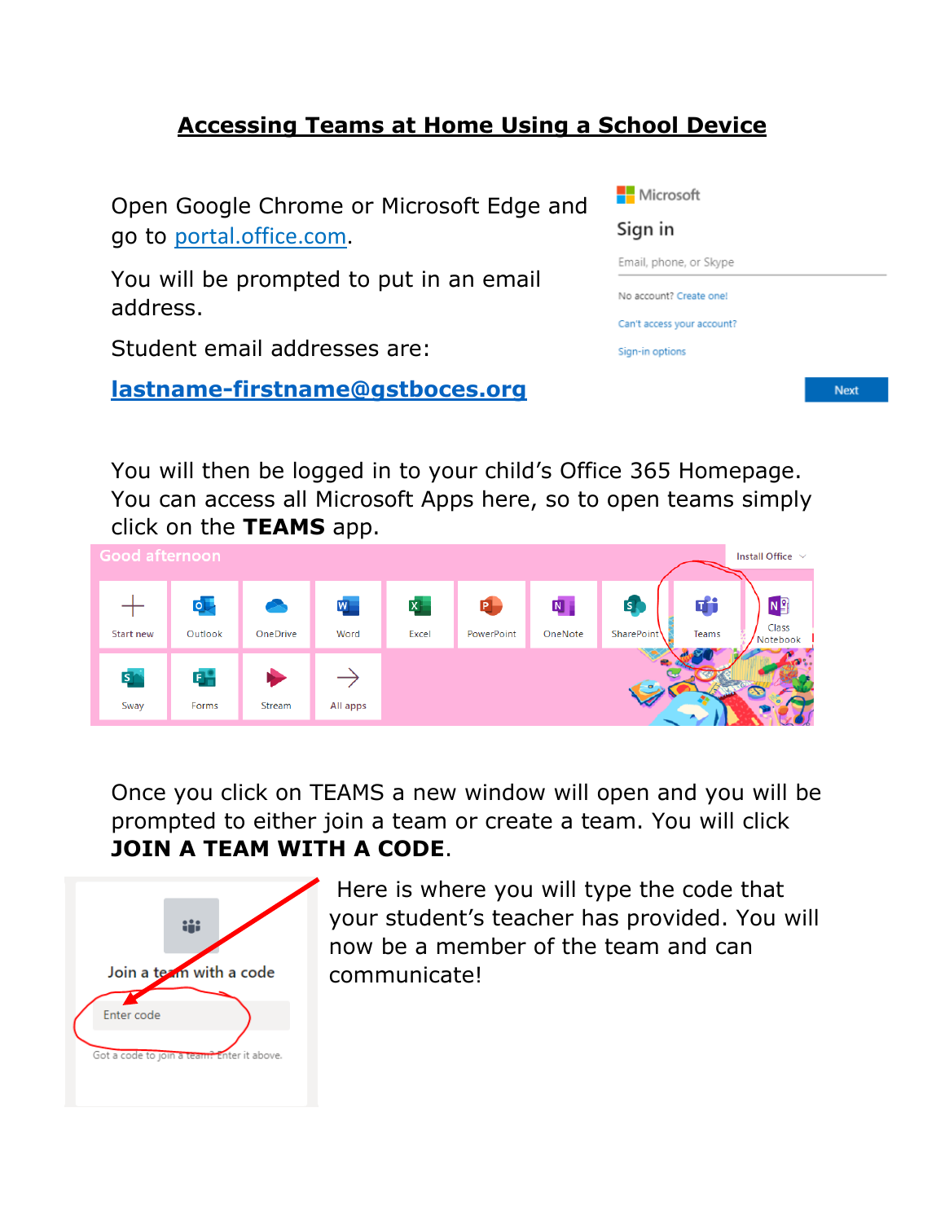# Accessing Teams at Home Using a School Device

Open Google Chrome or Microsoft Edge and go to portal.office.com.

You will be prompted to put in an email address.

Student email addresses are:

**lastname-firstname@gstboces.org**

You will then be logged in to your child's Office 365 Homepage. You can access all Microsoft Apps here, so to open teams simply click on the **TEAMS** app.

Once you click on TEAMS a new window will open and you will be prompted to either join a team or create a team. You will click **JOIN A TEAM WITH A CODE**.

Here is where you will type the code that your student's teacher has provided. You will now be a member of the team and can communicate!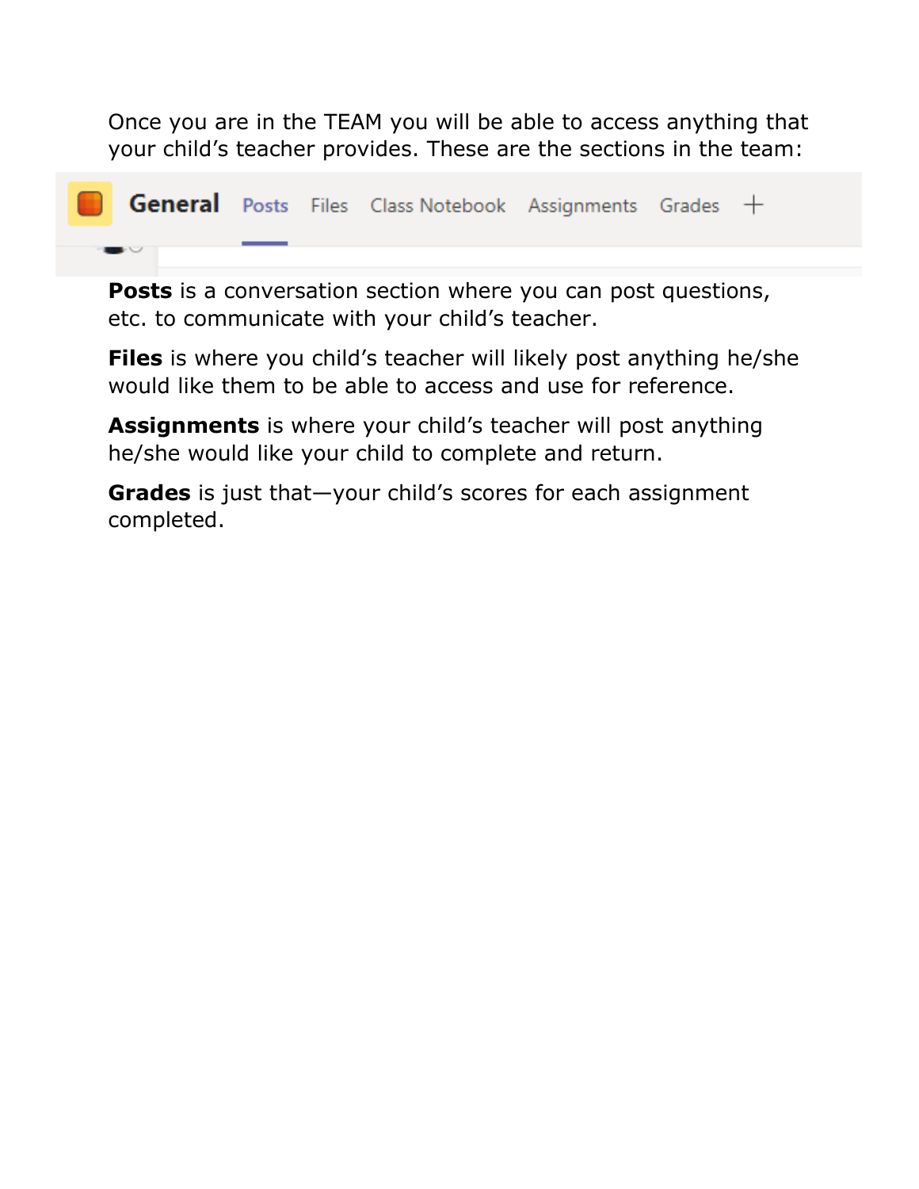Once you are in the TEAM you will be able to access anything that your child's teacher provides. These are the sections in the team:

General Posts Files Class Notebook Assignments Grades +

**Posts** is a conversation section where you can post questions, etc. to communicate with your child's teacher.

**Files** is where you child's teacher will likely post anything he/she would like them to be able to access and use for reference.

**Assignments** is where your child's teacher will post anything he/she would like your child to complete and return.

**Grades** is just that—your child's scores for each assignment completed.